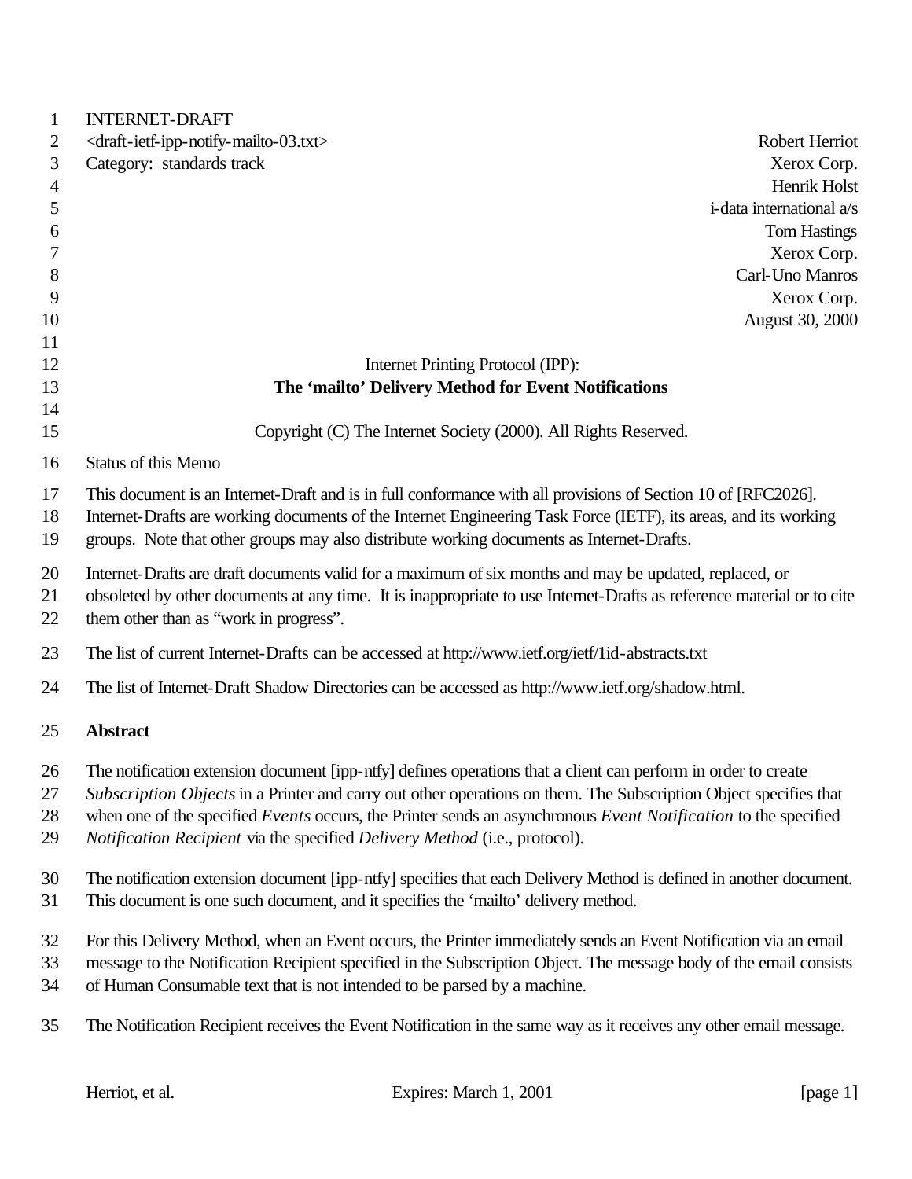INTERNET-DRAFT
<draft-ietf-ipp-notify-mailto-03.txt>
Category: standards track

Robert Herriot
Xerox Corp.
Henrik Holst
i-data international a/s
Tom Hastings
Xerox Corp.
Carl-Uno Manros
Xerox Corp.
August 30, 2000

Internet Printing Protocol (IPP):

# The 'mailto' Delivery Method for Event Notifications

Copyright (C) The Internet Society (2000). All Rights Reserved.

Status of this Memo

This document is an Internet-Draft and is in full conformance with all provisions of Section 10 of [RFC2026]. Internet-Drafts are working documents of the Internet Engineering Task Force (IETF), its areas, and its working groups. Note that other groups may also distribute working documents as Internet-Drafts.

Internet-Drafts are draft documents valid for a maximum of six months and may be updated, replaced, or obsoleted by other documents at any time. It is inappropriate to use Internet-Drafts as reference material or to cite them other than as "work in progress".

The list of current Internet-Drafts can be accessed at http://www.ietf.org/ietf/1id-abstracts.txt

The list of Internet-Draft Shadow Directories can be accessed as http://www.ietf.org/shadow.html.

## Abstract

The notification extension document [ipp-ntfy] defines operations that a client can perform in order to create *Subscription Objects* in a Printer and carry out other operations on them. The Subscription Object specifies that when one of the specified *Events* occurs, the Printer sends an asynchronous *Event Notification* to the specified *Notification Recipient* via the specified *Delivery Method* (i.e., protocol).

The notification extension document [ipp-ntfy] specifies that each Delivery Method is defined in another document. This document is one such document, and it specifies the 'mailto' delivery method.

For this Delivery Method, when an Event occurs, the Printer immediately sends an Event Notification via an email message to the Notification Recipient specified in the Subscription Object. The message body of the email consists of Human Consumable text that is not intended to be parsed by a machine.

The Notification Recipient receives the Event Notification in the same way as it receives any other email message.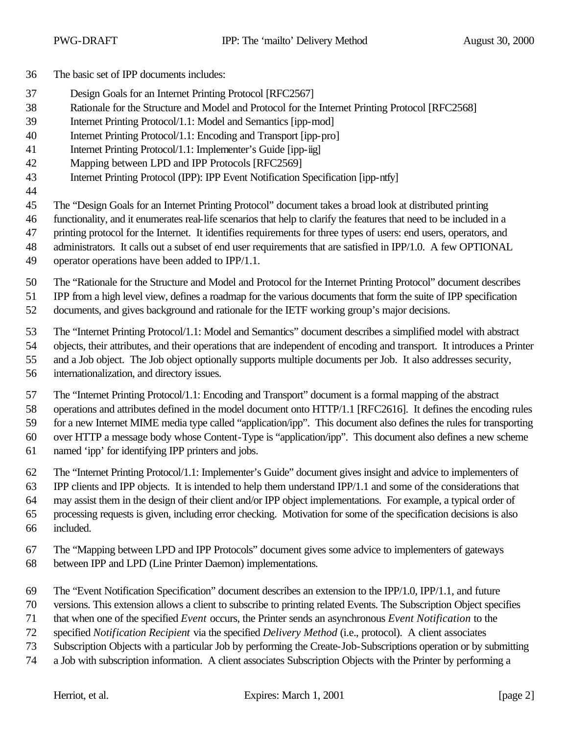The basic set of IPP documents includes:

Design Goals for an Internet Printing Protocol [RFC2567]
Rationale for the Structure and Model and Protocol for the Internet Printing Protocol [RFC2568]
Internet Printing Protocol/1.1: Model and Semantics [ipp-mod]
Internet Printing Protocol/1.1: Encoding and Transport [ipp-pro]
Internet Printing Protocol/1.1: Implementer's Guide [ipp-iig]
Mapping between LPD and IPP Protocols [RFC2569]
Internet Printing Protocol (IPP): IPP Event Notification Specification [ipp-ntfy]

The "Design Goals for an Internet Printing Protocol" document takes a broad look at distributed printing functionality, and it enumerates real-life scenarios that help to clarify the features that need to be included in a printing protocol for the Internet. It identifies requirements for three types of users: end users, operators, and administrators. It calls out a subset of end user requirements that are satisfied in IPP/1.0. A few OPTIONAL operator operations have been added to IPP/1.1.

The "Rationale for the Structure and Model and Protocol for the Internet Printing Protocol" document describes IPP from a high level view, defines a roadmap for the various documents that form the suite of IPP specification documents, and gives background and rationale for the IETF working group's major decisions.

The "Internet Printing Protocol/1.1: Model and Semantics" document describes a simplified model with abstract objects, their attributes, and their operations that are independent of encoding and transport. It introduces a Printer and a Job object. The Job object optionally supports multiple documents per Job. It also addresses security, internationalization, and directory issues.

The "Internet Printing Protocol/1.1: Encoding and Transport" document is a formal mapping of the abstract operations and attributes defined in the model document onto HTTP/1.1 [RFC2616]. It defines the encoding rules for a new Internet MIME media type called "application/ipp". This document also defines the rules for transporting over HTTP a message body whose Content-Type is "application/ipp". This document also defines a new scheme named 'ipp' for identifying IPP printers and jobs.

The "Internet Printing Protocol/1.1: Implementer's Guide" document gives insight and advice to implementers of IPP clients and IPP objects. It is intended to help them understand IPP/1.1 and some of the considerations that may assist them in the design of their client and/or IPP object implementations. For example, a typical order of processing requests is given, including error checking. Motivation for some of the specification decisions is also included.

The "Mapping between LPD and IPP Protocols" document gives some advice to implementers of gateways between IPP and LPD (Line Printer Daemon) implementations.

The "Event Notification Specification" document describes an extension to the IPP/1.0, IPP/1.1, and future versions. This extension allows a client to subscribe to printing related Events. The Subscription Object specifies that when one of the specified *Event* occurs, the Printer sends an asynchronous *Event Notification* to the specified *Notification Recipient* via the specified *Delivery Method* (i.e., protocol). A client associates Subscription Objects with a particular Job by performing the Create-Job-Subscriptions operation or by submitting a Job with subscription information. A client associates Subscription Objects with the Printer by performing a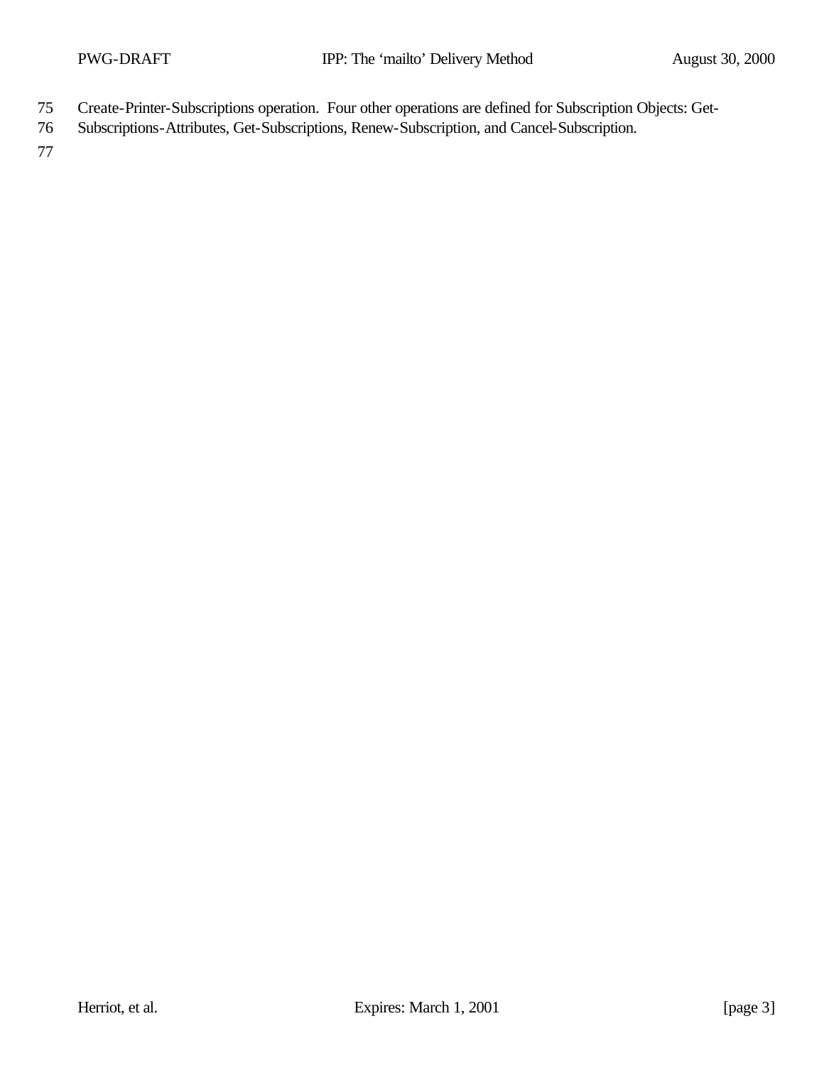Create-Printer-Subscriptions operation. Four other operations are defined for Subscription Objects: Get-Subscriptions-Attributes, Get-Subscriptions, Renew-Subscription, and Cancel-Subscription.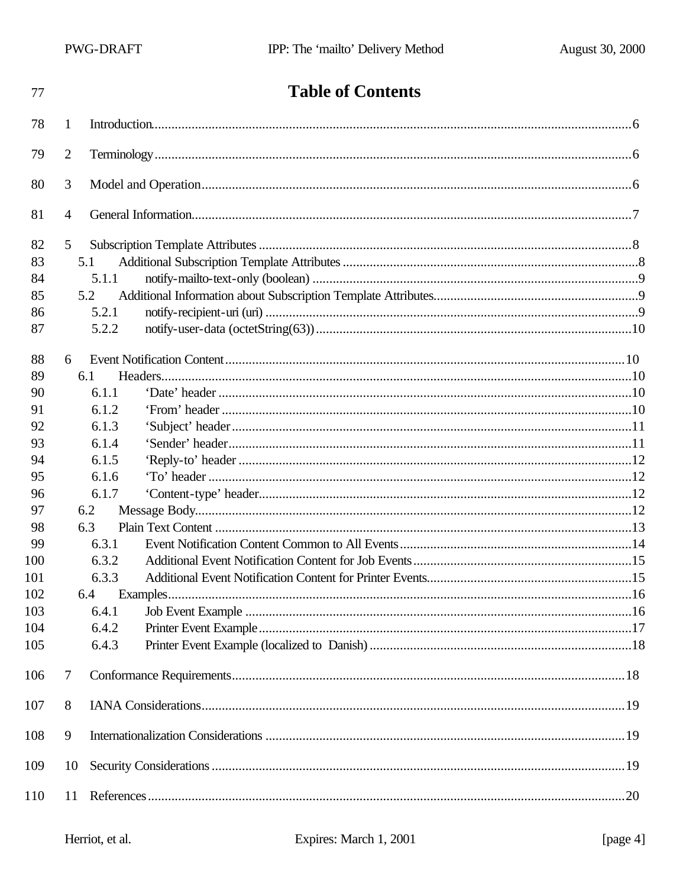# Table of Contents

1 Introduction........................................................................................................................................6

2 Terminology........................................................................................................................................6

3 Model and Operation...........................................................................................................................6

4 General Information.............................................................................................................................7

5 Subscription Template Attributes ..........................................................................................................8
  5.1 Additional Subscription Template Attributes ...................................................................................8
    5.1.1 notify-mailto-text-only (boolean) .................................................................................................9
  5.2 Additional Information about Subscription Template Attributes........................................................9
    5.2.1 notify-recipient-uri (uri) ..............................................................................................................9
    5.2.2 notify-user-data (octetString(63)) ..............................................................................................10

6 Event Notification Content..................................................................................................................10
  6.1 Headers.......................................................................................................................................10
    6.1.1 'Date' header ...........................................................................................................................10
    6.1.2 'From' header ..........................................................................................................................10
    6.1.3 'Subject' header .......................................................................................................................11
    6.1.4 'Sender' header........................................................................................................................11
    6.1.5 'Reply-to' header .....................................................................................................................12
    6.1.6 'To' header ..............................................................................................................................12
    6.1.7 'Content-type' header...............................................................................................................12
  6.2 Message Body.............................................................................................................................12
  6.3 Plain Text Content .......................................................................................................................13
    6.3.1 Event Notification Content Common to All Events ......................................................................14
    6.3.2 Additional Event Notification Content for Job Events ..................................................................15
    6.3.3 Additional Event Notification Content for Printer Events..............................................................15
  6.4 Examples.....................................................................................................................................16
    6.4.1 Job Event Example ..................................................................................................................16
    6.4.2 Printer Event Example..............................................................................................................17
    6.4.3 Printer Event Example (localized to Danish) ..............................................................................18

7 Conformance Requirements................................................................................................................18

8 IANA Considerations.........................................................................................................................19

9 Internationalization Considerations ......................................................................................................19

10 Security Considerations ....................................................................................................................19

11 References.......................................................................................................................................20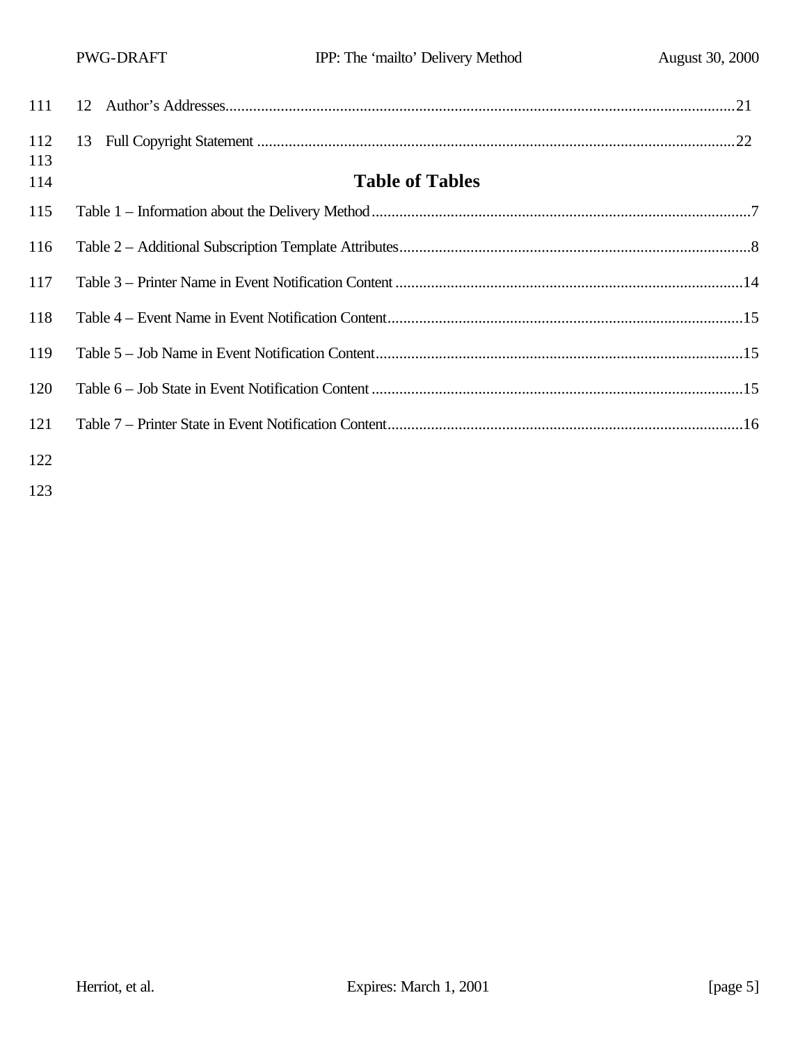12 Author's Addresses................................................................................................................................21

13 Full Copyright Statement .........................................................................................................................22

## Table of Tables

Table 1 – Information about the Delivery Method................................................................................................7

Table 2 – Additional Subscription Template Attributes.........................................................................................8

Table 3 – Printer Name in Event Notification Content ........................................................................................14

Table 4 – Event Name in Event Notification Content..........................................................................................15

Table 5 – Job Name in Event Notification Content.............................................................................................15

Table 6 – Job State in Event Notification Content ..............................................................................................15

Table 7 – Printer State in Event Notification Content..........................................................................................16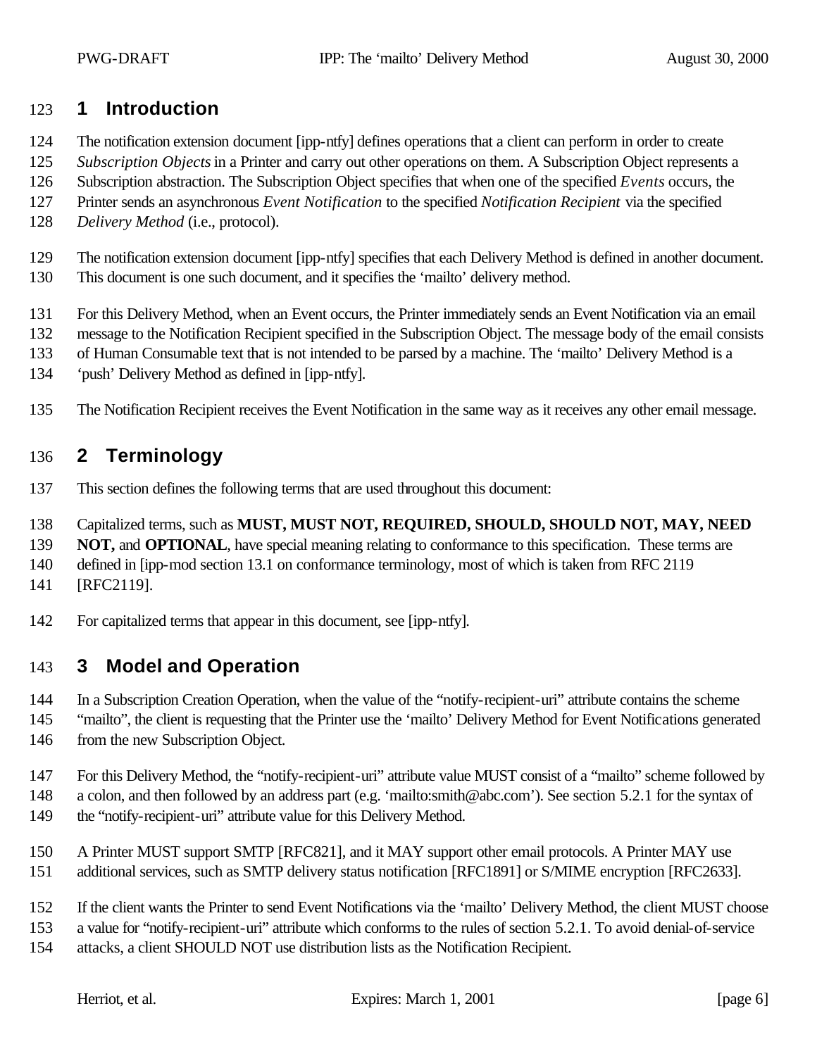# 1 Introduction

The notification extension document [ipp-ntfy] defines operations that a client can perform in order to create *Subscription Objects* in a Printer and carry out other operations on them. A Subscription Object represents a Subscription abstraction. The Subscription Object specifies that when one of the specified *Events* occurs, the Printer sends an asynchronous *Event Notification* to the specified *Notification Recipient* via the specified *Delivery Method* (i.e., protocol).

The notification extension document [ipp-ntfy] specifies that each Delivery Method is defined in another document. This document is one such document, and it specifies the 'mailto' delivery method.

For this Delivery Method, when an Event occurs, the Printer immediately sends an Event Notification via an email message to the Notification Recipient specified in the Subscription Object. The message body of the email consists of Human Consumable text that is not intended to be parsed by a machine. The 'mailto' Delivery Method is a 'push' Delivery Method as defined in [ipp-ntfy].

The Notification Recipient receives the Event Notification in the same way as it receives any other email message.

# 2 Terminology

This section defines the following terms that are used throughout this document:

Capitalized terms, such as **MUST, MUST NOT, REQUIRED, SHOULD, SHOULD NOT, MAY, NEED NOT,** and **OPTIONAL**, have special meaning relating to conformance to this specification. These terms are defined in [ipp-mod section 13.1 on conformance terminology, most of which is taken from RFC 2119 [RFC2119].

For capitalized terms that appear in this document, see [ipp-ntfy].

# 3 Model and Operation

In a Subscription Creation Operation, when the value of the "notify-recipient-uri" attribute contains the scheme "mailto", the client is requesting that the Printer use the 'mailto' Delivery Method for Event Notifications generated from the new Subscription Object.

For this Delivery Method, the "notify-recipient-uri" attribute value MUST consist of a "mailto" scheme followed by a colon, and then followed by an address part (e.g. 'mailto:smith@abc.com'). See section 5.2.1 for the syntax of the "notify-recipient-uri" attribute value for this Delivery Method.

A Printer MUST support SMTP [RFC821], and it MAY support other email protocols. A Printer MAY use additional services, such as SMTP delivery status notification [RFC1891] or S/MIME encryption [RFC2633].

If the client wants the Printer to send Event Notifications via the 'mailto' Delivery Method, the client MUST choose a value for "notify-recipient-uri" attribute which conforms to the rules of section 5.2.1. To avoid denial-of-service attacks, a client SHOULD NOT use distribution lists as the Notification Recipient.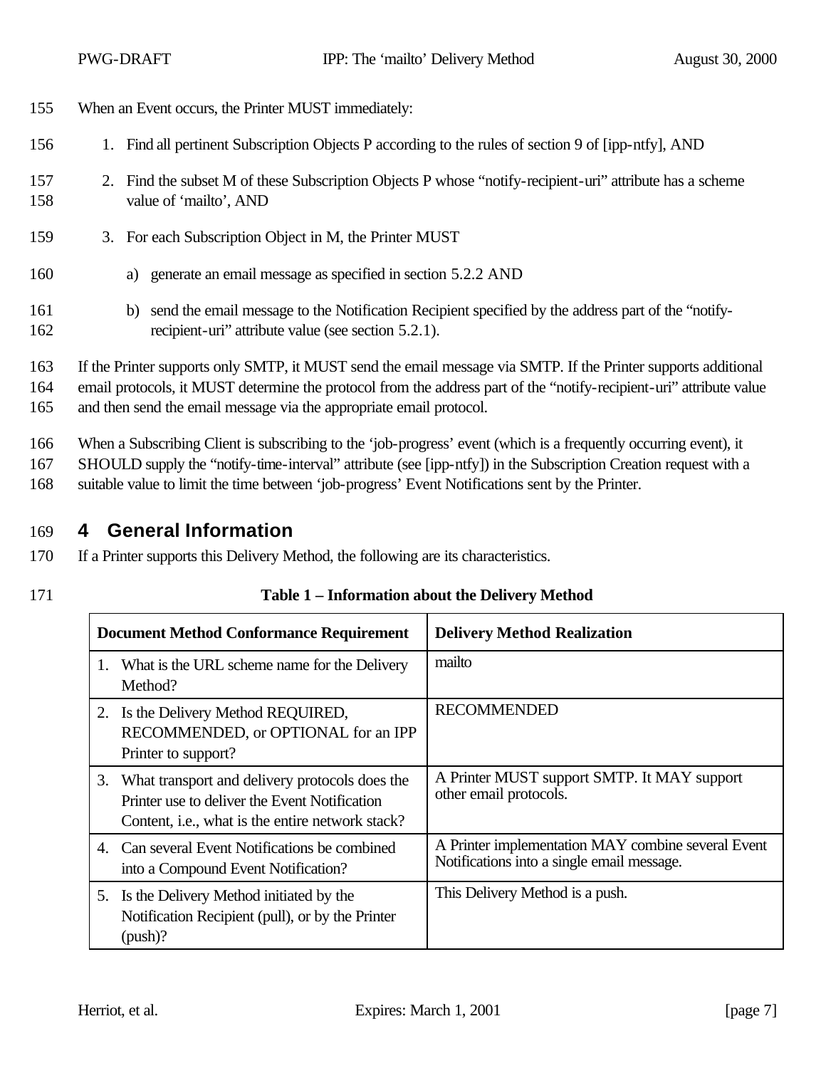When an Event occurs, the Printer MUST immediately:

1. Find all pertinent Subscription Objects P according to the rules of section 9 of [ipp-ntfy], AND
2. Find the subset M of these Subscription Objects P whose "notify-recipient-uri" attribute has a scheme value of 'mailto', AND
3. For each Subscription Object in M, the Printer MUST
   a) generate an email message as specified in section 5.2.2 AND
   b) send the email message to the Notification Recipient specified by the address part of the "notify-recipient-uri" attribute value (see section 5.2.1).

If the Printer supports only SMTP, it MUST send the email message via SMTP. If the Printer supports additional email protocols, it MUST determine the protocol from the address part of the "notify-recipient-uri" attribute value and then send the email message via the appropriate email protocol.

When a Subscribing Client is subscribing to the 'job-progress' event (which is a frequently occurring event), it SHOULD supply the "notify-time-interval" attribute (see [ipp-ntfy]) in the Subscription Creation request with a suitable value to limit the time between 'job-progress' Event Notifications sent by the Printer.

# 4 General Information

If a Printer supports this Delivery Method, the following are its characteristics.

**Table 1 – Information about the Delivery Method**

| Document Method Conformance Requirement | Delivery Method Realization |
|---|---|
| 1. What is the URL scheme name for the Delivery Method? | mailto |
| 2. Is the Delivery Method REQUIRED, RECOMMENDED, or OPTIONAL for an IPP Printer to support? | RECOMMENDED |
| 3. What transport and delivery protocols does the Printer use to deliver the Event Notification Content, i.e., what is the entire network stack? | A Printer MUST support SMTP. It MAY support other email protocols. |
| 4. Can several Event Notifications be combined into a Compound Event Notification? | A Printer implementation MAY combine several Event Notifications into a single email message. |
| 5. Is the Delivery Method initiated by the Notification Recipient (pull), or by the Printer (push)? | This Delivery Method is a push. |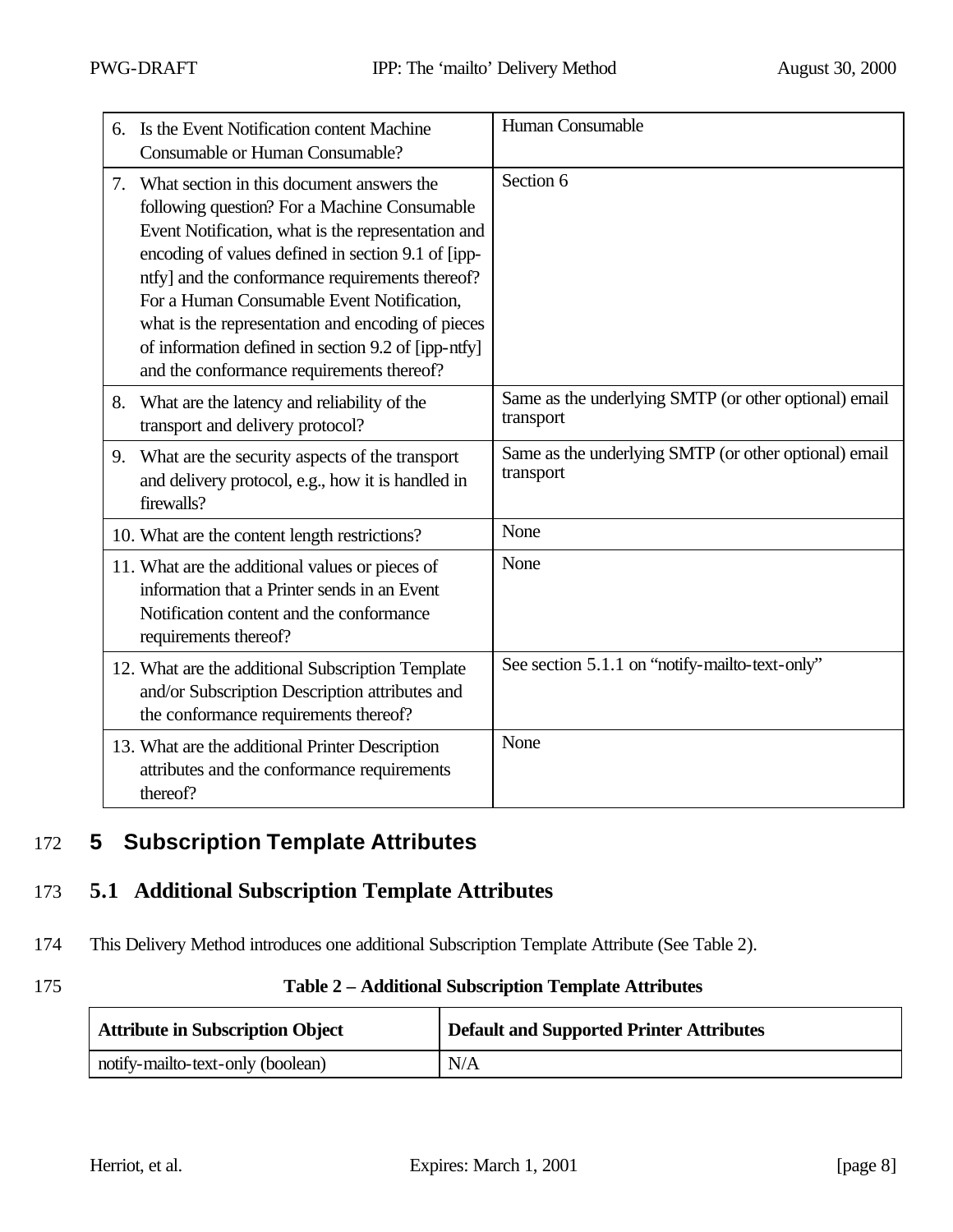| | |
|---|---|
| 6. Is the Event Notification content Machine Consumable or Human Consumable? | Human Consumable |
| 7. What section in this document answers the following question? For a Machine Consumable Event Notification, what is the representation and encoding of values defined in section 9.1 of [ipp-ntfy] and the conformance requirements thereof? For a Human Consumable Event Notification, what is the representation and encoding of pieces of information defined in section 9.2 of [ipp-ntfy] and the conformance requirements thereof? | Section 6 |
| 8. What are the latency and reliability of the transport and delivery protocol? | Same as the underlying SMTP (or other optional) email transport |
| 9. What are the security aspects of the transport and delivery protocol, e.g., how it is handled in firewalls? | Same as the underlying SMTP (or other optional) email transport |
| 10. What are the content length restrictions? | None |
| 11. What are the additional values or pieces of information that a Printer sends in an Event Notification content and the conformance requirements thereof? | None |
| 12. What are the additional Subscription Template and/or Subscription Description attributes and the conformance requirements thereof? | See section 5.1.1 on "notify-mailto-text-only" |
| 13. What are the additional Printer Description attributes and the conformance requirements thereof? | None |

# 5 Subscription Template Attributes

## 5.1 Additional Subscription Template Attributes

This Delivery Method introduces one additional Subscription Template Attribute (See Table 2).

**Table 2 – Additional Subscription Template Attributes**

| Attribute in Subscription Object | Default and Supported Printer Attributes |
|---|---|
| notify-mailto-text-only (boolean) | N/A |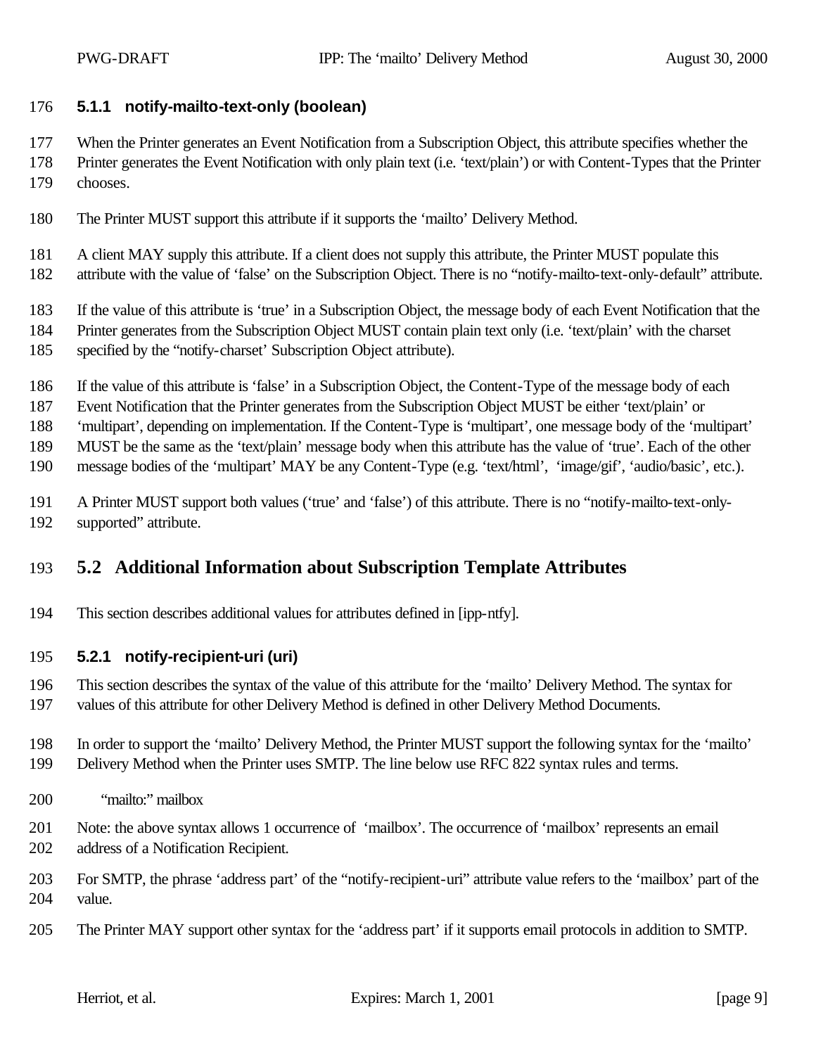### 5.1.1 notify-mailto-text-only (boolean)

When the Printer generates an Event Notification from a Subscription Object, this attribute specifies whether the Printer generates the Event Notification with only plain text (i.e. 'text/plain') or with Content-Types that the Printer chooses.

The Printer MUST support this attribute if it supports the 'mailto' Delivery Method.

A client MAY supply this attribute. If a client does not supply this attribute, the Printer MUST populate this attribute with the value of 'false' on the Subscription Object. There is no "notify-mailto-text-only-default" attribute.

If the value of this attribute is 'true' in a Subscription Object, the message body of each Event Notification that the Printer generates from the Subscription Object MUST contain plain text only (i.e. 'text/plain' with the charset specified by the "notify-charset' Subscription Object attribute).

If the value of this attribute is 'false' in a Subscription Object, the Content-Type of the message body of each Event Notification that the Printer generates from the Subscription Object MUST be either 'text/plain' or 'multipart', depending on implementation. If the Content-Type is 'multipart', one message body of the 'multipart' MUST be the same as the 'text/plain' message body when this attribute has the value of 'true'. Each of the other message bodies of the 'multipart' MAY be any Content-Type (e.g. 'text/html', 'image/gif', 'audio/basic', etc.).

A Printer MUST support both values ('true' and 'false') of this attribute. There is no "notify-mailto-text-only-supported" attribute.

## 5.2 Additional Information about Subscription Template Attributes

This section describes additional values for attributes defined in [ipp-ntfy].

### 5.2.1 notify-recipient-uri (uri)

This section describes the syntax of the value of this attribute for the 'mailto' Delivery Method. The syntax for values of this attribute for other Delivery Method is defined in other Delivery Method Documents.

In order to support the 'mailto' Delivery Method, the Printer MUST support the following syntax for the 'mailto' Delivery Method when the Printer uses SMTP. The line below use RFC 822 syntax rules and terms.

```
"mailto:" mailbox
```

Note: the above syntax allows 1 occurrence of 'mailbox'. The occurrence of 'mailbox' represents an email address of a Notification Recipient.

For SMTP, the phrase 'address part' of the "notify-recipient-uri" attribute value refers to the 'mailbox' part of the value.

The Printer MAY support other syntax for the 'address part' if it supports email protocols in addition to SMTP.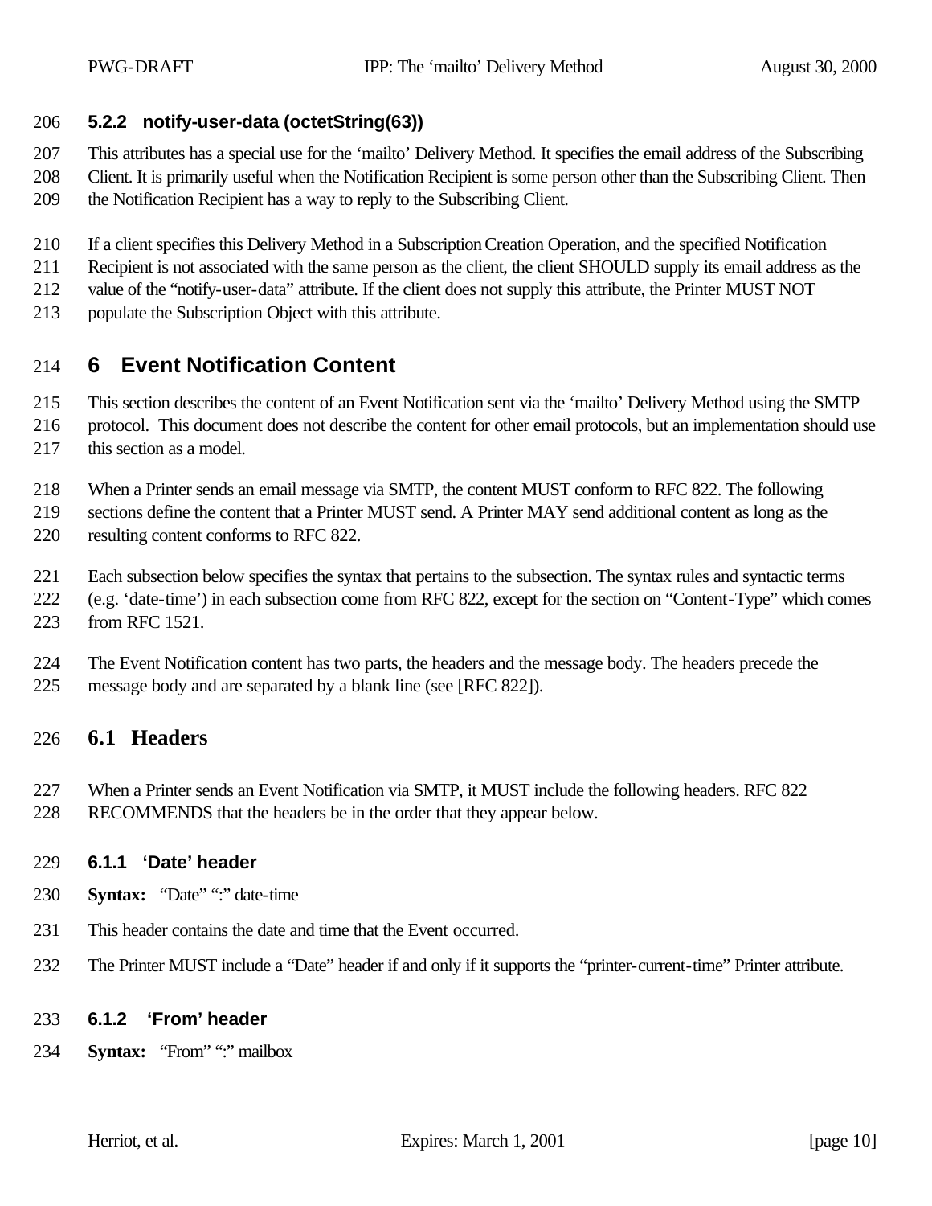#### 5.2.2 notify-user-data (octetString(63))

This attributes has a special use for the 'mailto' Delivery Method. It specifies the email address of the Subscribing Client. It is primarily useful when the Notification Recipient is some person other than the Subscribing Client. Then the Notification Recipient has a way to reply to the Subscribing Client.

If a client specifies this Delivery Method in a Subscription Creation Operation, and the specified Notification Recipient is not associated with the same person as the client, the client SHOULD supply its email address as the value of the "notify-user-data" attribute. If the client does not supply this attribute, the Printer MUST NOT populate the Subscription Object with this attribute.

# 6 Event Notification Content

This section describes the content of an Event Notification sent via the 'mailto' Delivery Method using the SMTP protocol. This document does not describe the content for other email protocols, but an implementation should use this section as a model.

When a Printer sends an email message via SMTP, the content MUST conform to RFC 822. The following sections define the content that a Printer MUST send. A Printer MAY send additional content as long as the resulting content conforms to RFC 822.

Each subsection below specifies the syntax that pertains to the subsection. The syntax rules and syntactic terms (e.g. 'date-time') in each subsection come from RFC 822, except for the section on "Content-Type" which comes from RFC 1521.

The Event Notification content has two parts, the headers and the message body. The headers precede the message body and are separated by a blank line (see [RFC 822]).

## 6.1 Headers

When a Printer sends an Event Notification via SMTP, it MUST include the following headers. RFC 822 RECOMMENDS that the headers be in the order that they appear below.

#### 6.1.1 'Date' header

**Syntax:** "Date" ":" date-time

This header contains the date and time that the Event occurred.

The Printer MUST include a "Date" header if and only if it supports the "printer-current-time" Printer attribute.

#### 6.1.2 'From' header

**Syntax:** "From" ":" mailbox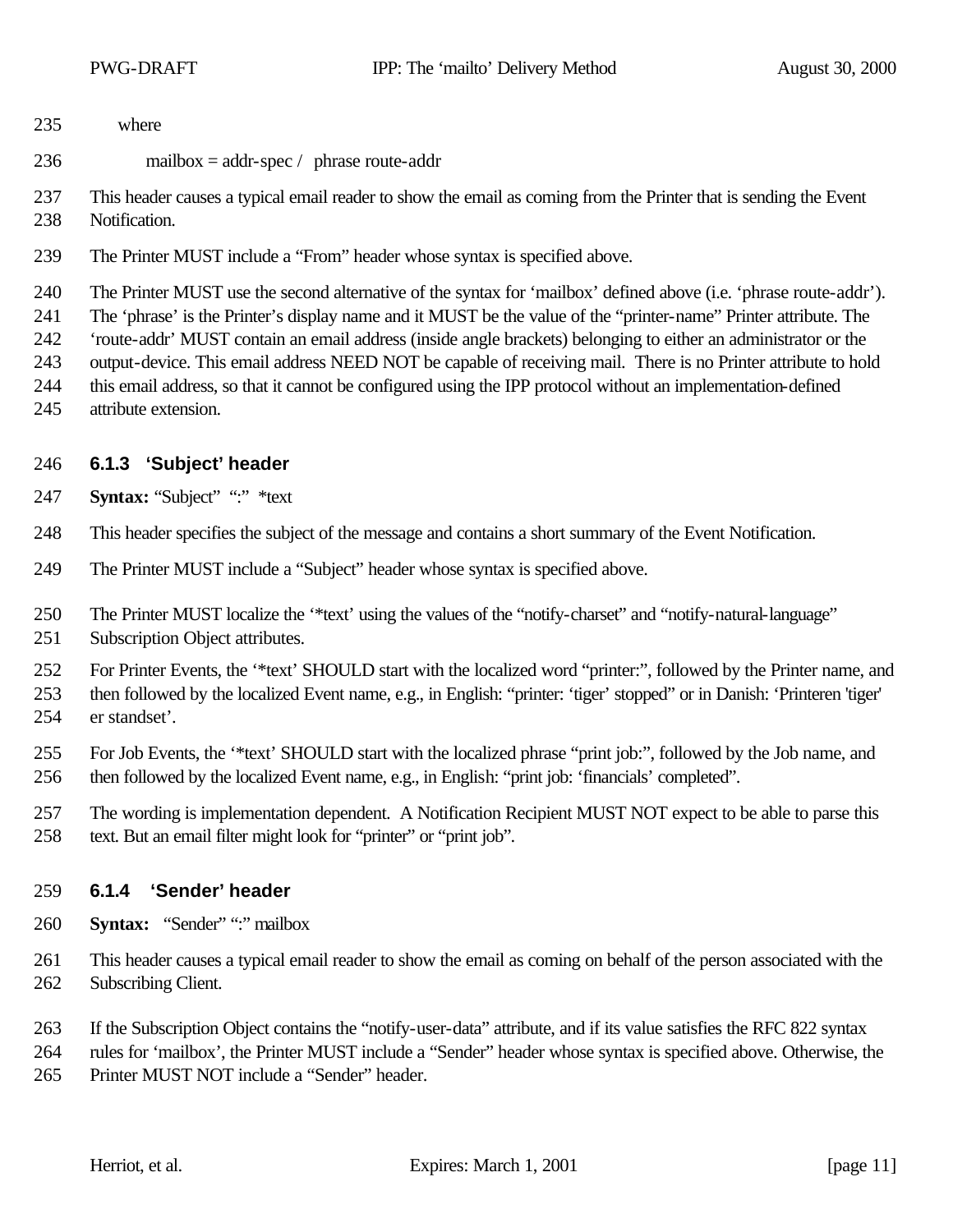where

mailbox = addr-spec / phrase route-addr

This header causes a typical email reader to show the email as coming from the Printer that is sending the Event Notification.

The Printer MUST include a "From" header whose syntax is specified above.

The Printer MUST use the second alternative of the syntax for 'mailbox' defined above (i.e. 'phrase route-addr'). The 'phrase' is the Printer's display name and it MUST be the value of the "printer-name" Printer attribute. The 'route-addr' MUST contain an email address (inside angle brackets) belonging to either an administrator or the output-device. This email address NEED NOT be capable of receiving mail. There is no Printer attribute to hold this email address, so that it cannot be configured using the IPP protocol without an implementation-defined attribute extension.

### 6.1.3 'Subject' header

**Syntax:** "Subject" ":" *text

This header specifies the subject of the message and contains a short summary of the Event Notification.

The Printer MUST include a "Subject" header whose syntax is specified above.

The Printer MUST localize the '*text' using the values of the "notify-charset" and "notify-natural-language" Subscription Object attributes.

For Printer Events, the '*text' SHOULD start with the localized word "printer:", followed by the Printer name, and then followed by the localized Event name, e.g., in English: "printer: 'tiger' stopped" or in Danish: 'Printeren 'tiger' er standset'.

For Job Events, the '*text' SHOULD start with the localized phrase "print job:", followed by the Job name, and then followed by the localized Event name, e.g., in English: "print job: 'financials' completed".

The wording is implementation dependent. A Notification Recipient MUST NOT expect to be able to parse this text. But an email filter might look for "printer" or "print job".

### 6.1.4 'Sender' header

**Syntax:** "Sender" ":" mailbox

This header causes a typical email reader to show the email as coming on behalf of the person associated with the Subscribing Client.

If the Subscription Object contains the "notify-user-data" attribute, and if its value satisfies the RFC 822 syntax rules for 'mailbox', the Printer MUST include a "Sender" header whose syntax is specified above. Otherwise, the Printer MUST NOT include a "Sender" header.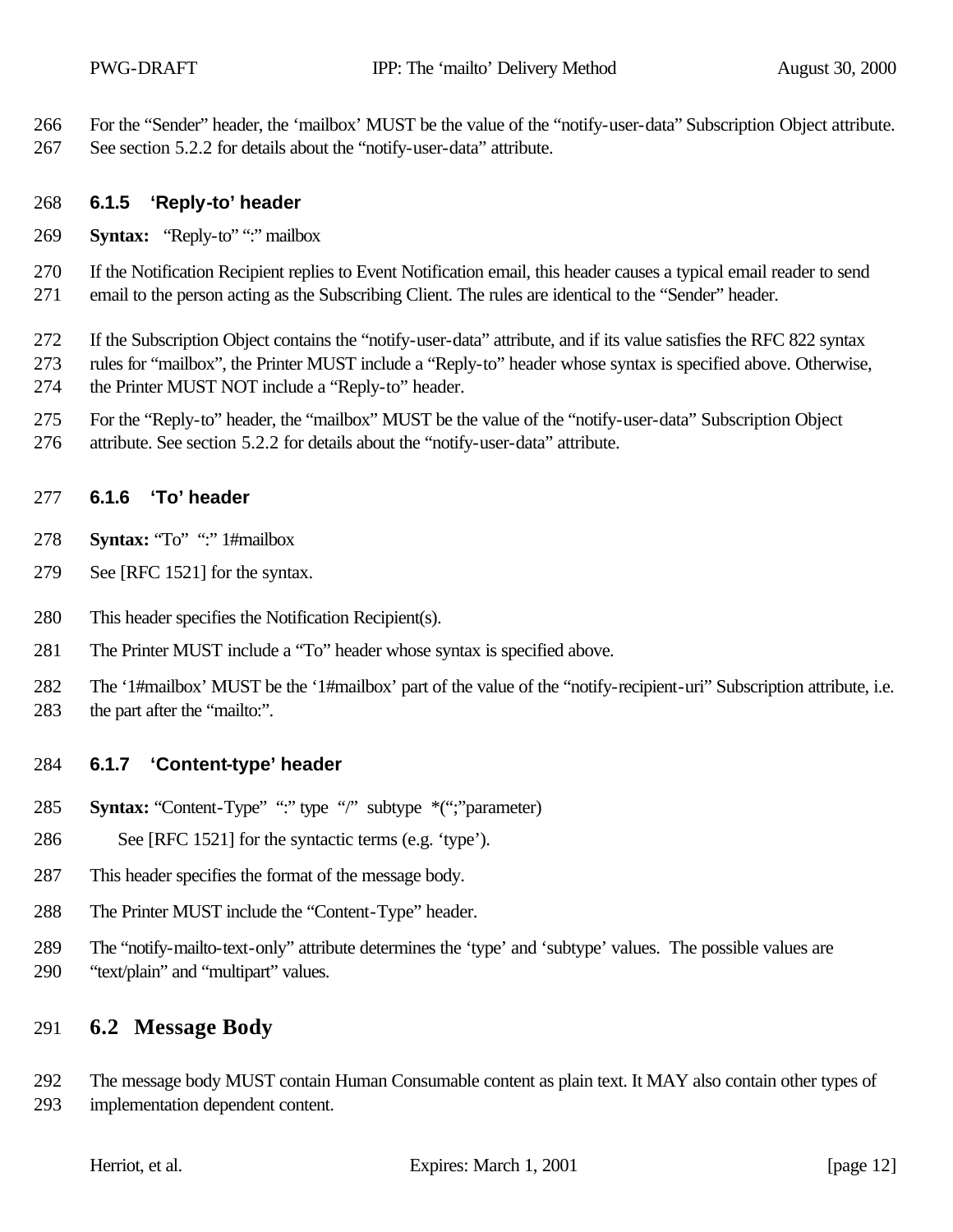For the "Sender" header, the 'mailbox' MUST be the value of the "notify-user-data" Subscription Object attribute. See section 5.2.2 for details about the "notify-user-data" attribute.

### 6.1.5 'Reply-to' header

**Syntax:** "Reply-to" ":" mailbox

If the Notification Recipient replies to Event Notification email, this header causes a typical email reader to send email to the person acting as the Subscribing Client. The rules are identical to the "Sender" header.

If the Subscription Object contains the "notify-user-data" attribute, and if its value satisfies the RFC 822 syntax rules for "mailbox", the Printer MUST include a "Reply-to" header whose syntax is specified above. Otherwise, the Printer MUST NOT include a "Reply-to" header.

For the "Reply-to" header, the "mailbox" MUST be the value of the "notify-user-data" Subscription Object attribute. See section 5.2.2 for details about the "notify-user-data" attribute.

### 6.1.6 'To' header

**Syntax:** "To" ":" 1#mailbox

See [RFC 1521] for the syntax.

This header specifies the Notification Recipient(s).

The Printer MUST include a "To" header whose syntax is specified above.

The '1#mailbox' MUST be the '1#mailbox' part of the value of the "notify-recipient-uri" Subscription attribute, i.e. the part after the "mailto:".

### 6.1.7 'Content-type' header

**Syntax:** "Content-Type" ":" type "/" subtype *(";"parameter)

See [RFC 1521] for the syntactic terms (e.g. 'type').

This header specifies the format of the message body.

The Printer MUST include the "Content-Type" header.

The "notify-mailto-text-only" attribute determines the 'type' and 'subtype' values. The possible values are "text/plain" and "multipart" values.

## 6.2 Message Body

The message body MUST contain Human Consumable content as plain text. It MAY also contain other types of implementation dependent content.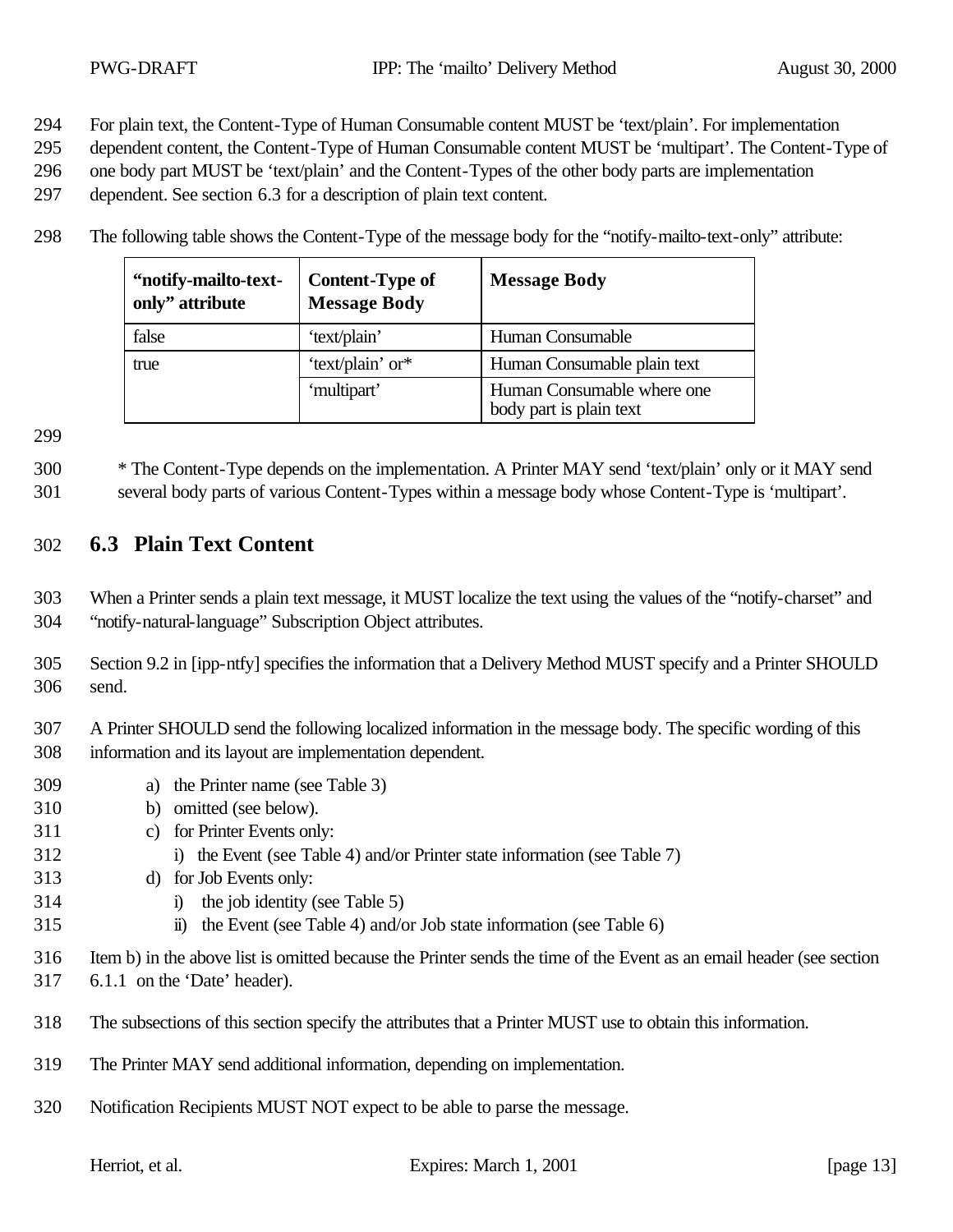For plain text, the Content-Type of Human Consumable content MUST be 'text/plain'. For implementation dependent content, the Content-Type of Human Consumable content MUST be 'multipart'. The Content-Type of one body part MUST be 'text/plain' and the Content-Types of the other body parts are implementation dependent. See section 6.3 for a description of plain text content.

The following table shows the Content-Type of the message body for the "notify-mailto-text-only" attribute:

| "notify-mailto-text-only" attribute | Content-Type of Message Body | Message Body |
|---|---|---|
| false | 'text/plain' | Human Consumable |
| true | 'text/plain' or* | Human Consumable plain text |
| | 'multipart' | Human Consumable where one body part is plain text |

\* The Content-Type depends on the implementation. A Printer MAY send 'text/plain' only or it MAY send several body parts of various Content-Types within a message body whose Content-Type is 'multipart'.

## 6.3 Plain Text Content

When a Printer sends a plain text message, it MUST localize the text using the values of the "notify-charset" and "notify-natural-language" Subscription Object attributes.

Section 9.2 in [ipp-ntfy] specifies the information that a Delivery Method MUST specify and a Printer SHOULD send.

A Printer SHOULD send the following localized information in the message body. The specific wording of this information and its layout are implementation dependent.

a) the Printer name (see Table 3)
b) omitted (see below).
c) for Printer Events only:
    i) the Event (see Table 4) and/or Printer state information (see Table 7)
d) for Job Events only:
    i) the job identity (see Table 5)
    ii) the Event (see Table 4) and/or Job state information (see Table 6)

Item b) in the above list is omitted because the Printer sends the time of the Event as an email header (see section 6.1.1 on the 'Date' header).

The subsections of this section specify the attributes that a Printer MUST use to obtain this information.

The Printer MAY send additional information, depending on implementation.

Notification Recipients MUST NOT expect to be able to parse the message.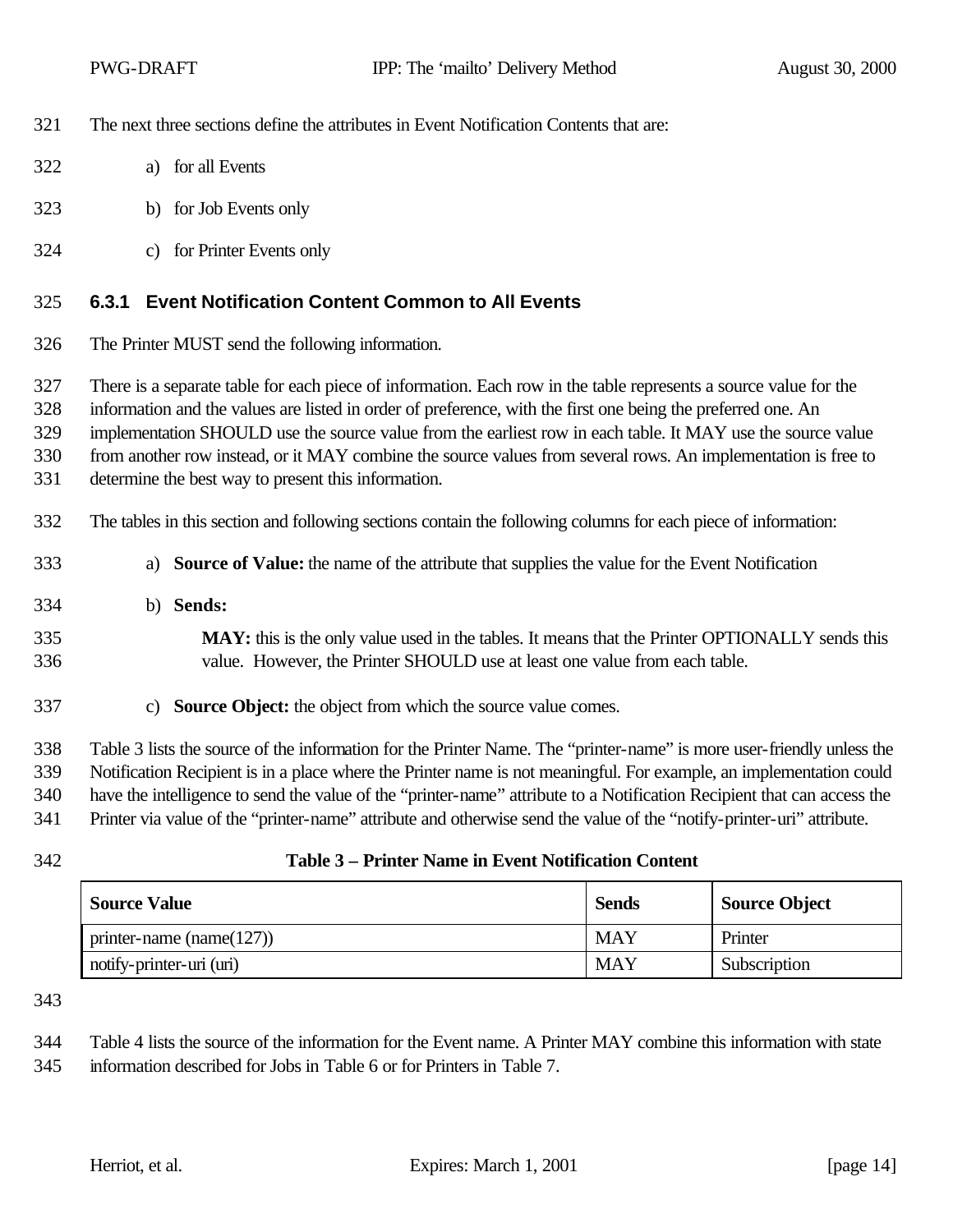The next three sections define the attributes in Event Notification Contents that are:

a) for all Events

b) for Job Events only

c) for Printer Events only

### 6.3.1 Event Notification Content Common to All Events

The Printer MUST send the following information.

There is a separate table for each piece of information. Each row in the table represents a source value for the information and the values are listed in order of preference, with the first one being the preferred one. An implementation SHOULD use the source value from the earliest row in each table. It MAY use the source value from another row instead, or it MAY combine the source values from several rows. An implementation is free to determine the best way to present this information.

The tables in this section and following sections contain the following columns for each piece of information:

a) **Source of Value:** the name of the attribute that supplies the value for the Event Notification

b) **Sends:**

   **MAY:** this is the only value used in the tables. It means that the Printer OPTIONALLY sends this value. However, the Printer SHOULD use at least one value from each table.

c) **Source Object:** the object from which the source value comes.

Table 3 lists the source of the information for the Printer Name. The "printer-name" is more user-friendly unless the Notification Recipient is in a place where the Printer name is not meaningful. For example, an implementation could have the intelligence to send the value of the "printer-name" attribute to a Notification Recipient that can access the Printer via value of the "printer-name" attribute and otherwise send the value of the "notify-printer-uri" attribute.

**Table 3 – Printer Name in Event Notification Content**

| Source Value | Sends | Source Object |
|---|---|---|
| printer-name (name(127)) | MAY | Printer |
| notify-printer-uri (uri) | MAY | Subscription |

Table 4 lists the source of the information for the Event name. A Printer MAY combine this information with state information described for Jobs in Table 6 or for Printers in Table 7.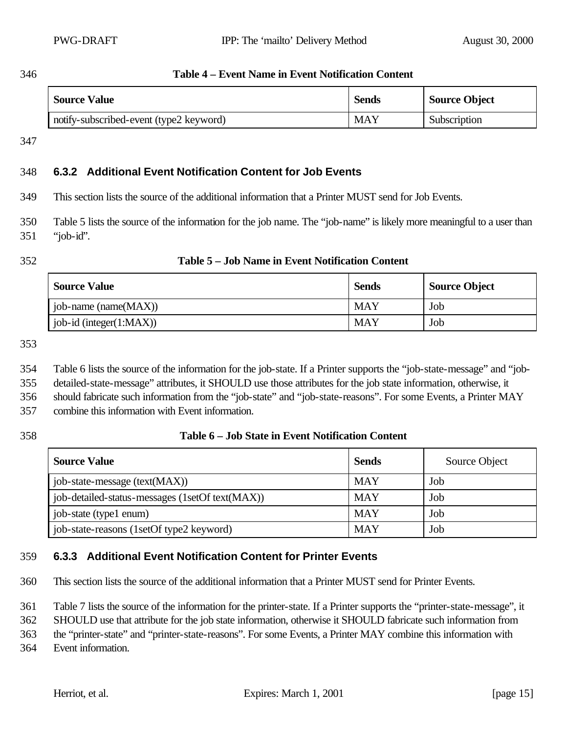**Table 4 – Event Name in Event Notification Content**

| Source Value | Sends | Source Object |
|---|---|---|
| notify-subscribed-event (type2 keyword) | MAY | Subscription |

### 6.3.2 Additional Event Notification Content for Job Events

This section lists the source of the additional information that a Printer MUST send for Job Events.

Table 5 lists the source of the information for the job name. The "job-name" is likely more meaningful to a user than "job-id".

**Table 5 – Job Name in Event Notification Content**

| Source Value | Sends | Source Object |
|---|---|---|
| job-name (name(MAX)) | MAY | Job |
| job-id (integer(1:MAX)) | MAY | Job |

Table 6 lists the source of the information for the job-state. If a Printer supports the "job-state-message" and "job-detailed-state-message" attributes, it SHOULD use those attributes for the job state information, otherwise, it should fabricate such information from the "job-state" and "job-state-reasons". For some Events, a Printer MAY combine this information with Event information.

**Table 6 – Job State in Event Notification Content**

| Source Value | Sends | Source Object |
|---|---|---|
| job-state-message (text(MAX)) | MAY | Job |
| job-detailed-status-messages (1setOf text(MAX)) | MAY | Job |
| job-state (type1 enum) | MAY | Job |
| job-state-reasons (1setOf type2 keyword) | MAY | Job |

### 6.3.3 Additional Event Notification Content for Printer Events

This section lists the source of the additional information that a Printer MUST send for Printer Events.

Table 7 lists the source of the information for the printer-state. If a Printer supports the "printer-state-message", it SHOULD use that attribute for the job state information, otherwise it SHOULD fabricate such information from the "printer-state" and "printer-state-reasons". For some Events, a Printer MAY combine this information with Event information.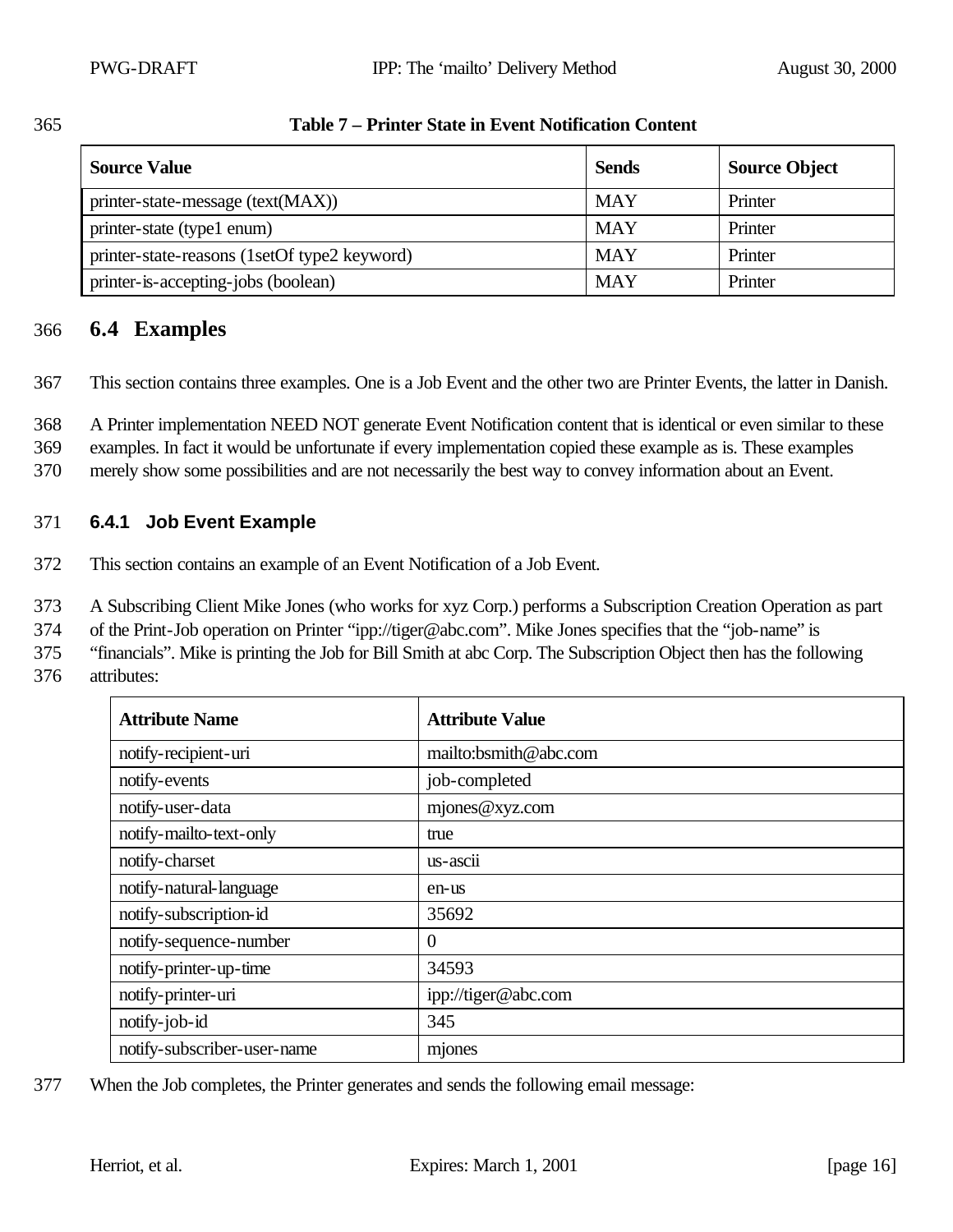**Table 7 – Printer State in Event Notification Content**

| Source Value | Sends | Source Object |
|---|---|---|
| printer-state-message (text(MAX)) | MAY | Printer |
| printer-state (type1 enum) | MAY | Printer |
| printer-state-reasons (1setOf type2 keyword) | MAY | Printer |
| printer-is-accepting-jobs (boolean) | MAY | Printer |

## 6.4 Examples

This section contains three examples. One is a Job Event and the other two are Printer Events, the latter in Danish.

A Printer implementation NEED NOT generate Event Notification content that is identical or even similar to these examples. In fact it would be unfortunate if every implementation copied these example as is. These examples merely show some possibilities and are not necessarily the best way to convey information about an Event.

### 6.4.1 Job Event Example

This section contains an example of an Event Notification of a Job Event.

A Subscribing Client Mike Jones (who works for xyz Corp.) performs a Subscription Creation Operation as part of the Print-Job operation on Printer "ipp://tiger@abc.com". Mike Jones specifies that the "job-name" is "financials". Mike is printing the Job for Bill Smith at abc Corp. The Subscription Object then has the following attributes:

| Attribute Name | Attribute Value |
|---|---|
| notify-recipient-uri | mailto:bsmith@abc.com |
| notify-events | job-completed |
| notify-user-data | mjones@xyz.com |
| notify-mailto-text-only | true |
| notify-charset | us-ascii |
| notify-natural-language | en-us |
| notify-subscription-id | 35692 |
| notify-sequence-number | 0 |
| notify-printer-up-time | 34593 |
| notify-printer-uri | ipp://tiger@abc.com |
| notify-job-id | 345 |
| notify-subscriber-user-name | mjones |

When the Job completes, the Printer generates and sends the following email message: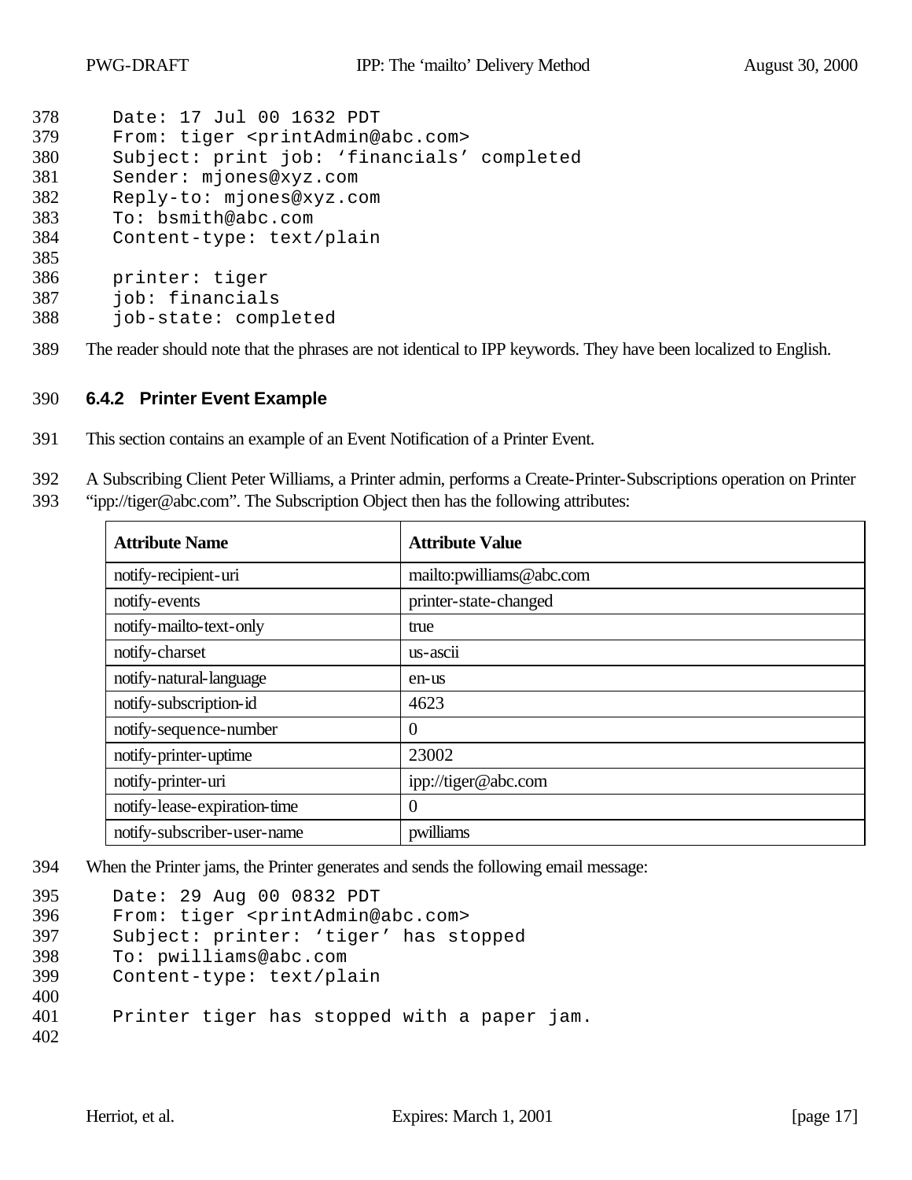```
Date: 17 Jul 00 1632 PDT
From: tiger <printAdmin@abc.com>
Subject: print job: 'financials' completed
Sender: mjones@xyz.com
Reply-to: mjones@xyz.com
To: bsmith@abc.com
Content-type: text/plain

printer: tiger
job: financials
job-state: completed
```

The reader should note that the phrases are not identical to IPP keywords. They have been localized to English.

### 6.4.2 Printer Event Example

This section contains an example of an Event Notification of a Printer Event.

A Subscribing Client Peter Williams, a Printer admin, performs a Create-Printer-Subscriptions operation on Printer "ipp://tiger@abc.com". The Subscription Object then has the following attributes:

| Attribute Name | Attribute Value |
|---|---|
| notify-recipient-uri | mailto:pwilliams@abc.com |
| notify-events | printer-state-changed |
| notify-mailto-text-only | true |
| notify-charset | us-ascii |
| notify-natural-language | en-us |
| notify-subscription-id | 4623 |
| notify-sequence-number | 0 |
| notify-printer-uptime | 23002 |
| notify-printer-uri | ipp://tiger@abc.com |
| notify-lease-expiration-time | 0 |
| notify-subscriber-user-name | pwilliams |

When the Printer jams, the Printer generates and sends the following email message:

```
Date: 29 Aug 00 0832 PDT
From: tiger <printAdmin@abc.com>
Subject: printer: 'tiger' has stopped
To: pwilliams@abc.com
Content-type: text/plain

Printer tiger has stopped with a paper jam.
```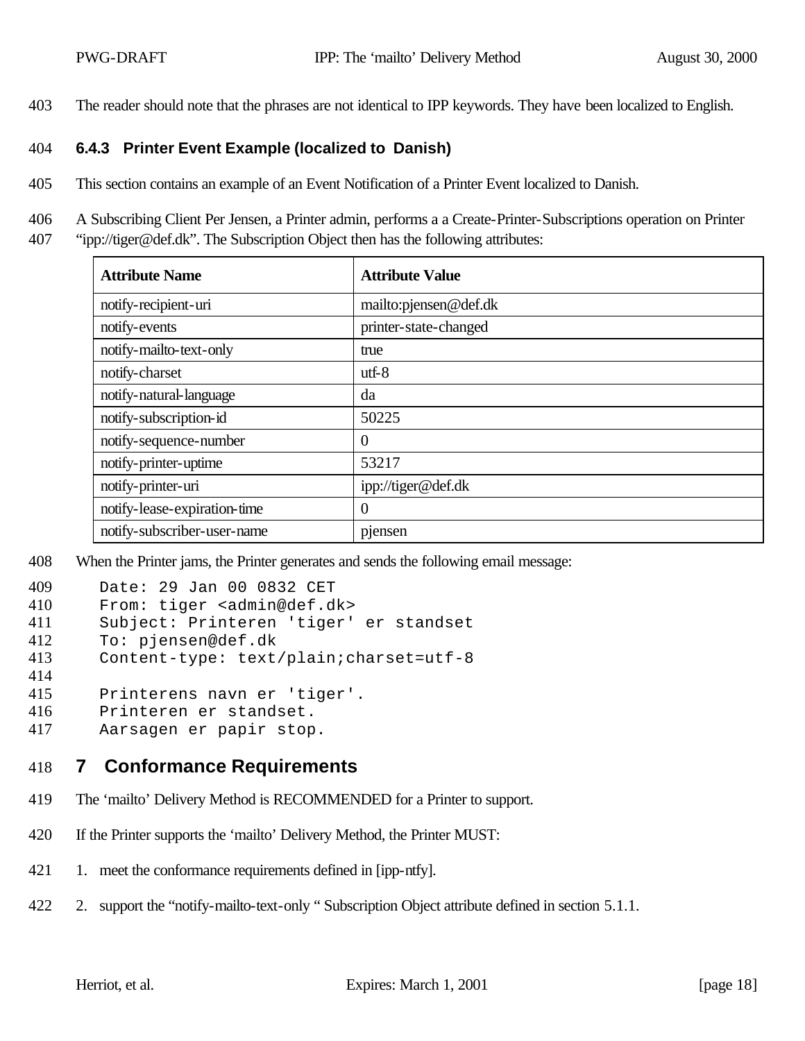The reader should note that the phrases are not identical to IPP keywords. They have been localized to English.

### 6.4.3 Printer Event Example (localized to Danish)

This section contains an example of an Event Notification of a Printer Event localized to Danish.

A Subscribing Client Per Jensen, a Printer admin, performs a a Create-Printer-Subscriptions operation on Printer "ipp://tiger@def.dk". The Subscription Object then has the following attributes:

| Attribute Name | Attribute Value |
|---|---|
| notify-recipient-uri | mailto:pjensen@def.dk |
| notify-events | printer-state-changed |
| notify-mailto-text-only | true |
| notify-charset | utf-8 |
| notify-natural-language | da |
| notify-subscription-id | 50225 |
| notify-sequence-number | 0 |
| notify-printer-uptime | 53217 |
| notify-printer-uri | ipp://tiger@def.dk |
| notify-lease-expiration-time | 0 |
| notify-subscriber-user-name | pjensen |

When the Printer jams, the Printer generates and sends the following email message:

```
Date: 29 Jan 00 0832 CET
From: tiger <admin@def.dk>
Subject: Printeren 'tiger' er standset
To: pjensen@def.dk
Content-type: text/plain;charset=utf-8

Printerens navn er 'tiger'.
Printeren er standset.
Aarsagen er papir stop.
```

## 7 Conformance Requirements

The 'mailto' Delivery Method is RECOMMENDED for a Printer to support.

If the Printer supports the 'mailto' Delivery Method, the Printer MUST:

1. meet the conformance requirements defined in [ipp-ntfy].
2. support the "notify-mailto-text-only " Subscription Object attribute defined in section 5.1.1.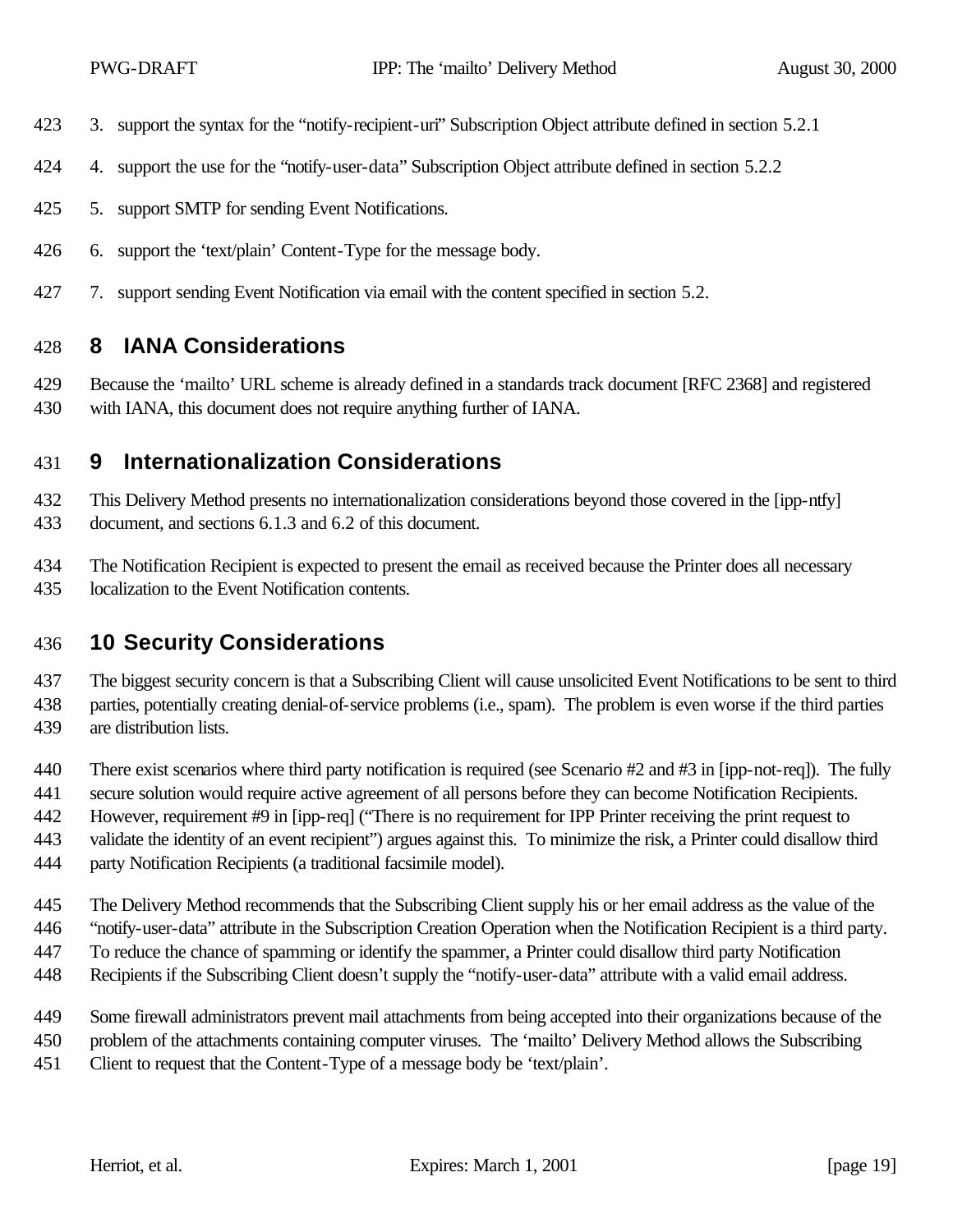3. support the syntax for the "notify-recipient-uri" Subscription Object attribute defined in section 5.2.1
4. support the use for the "notify-user-data" Subscription Object attribute defined in section 5.2.2
5. support SMTP for sending Event Notifications.
6. support the 'text/plain' Content-Type for the message body.
7. support sending Event Notification via email with the content specified in section 5.2.

# 8 IANA Considerations

Because the 'mailto' URL scheme is already defined in a standards track document [RFC 2368] and registered with IANA, this document does not require anything further of IANA.

# 9 Internationalization Considerations

This Delivery Method presents no internationalization considerations beyond those covered in the [ipp-ntfy] document, and sections 6.1.3 and 6.2 of this document.

The Notification Recipient is expected to present the email as received because the Printer does all necessary localization to the Event Notification contents.

# 10 Security Considerations

The biggest security concern is that a Subscribing Client will cause unsolicited Event Notifications to be sent to third parties, potentially creating denial-of-service problems (i.e., spam). The problem is even worse if the third parties are distribution lists.

There exist scenarios where third party notification is required (see Scenario #2 and #3 in [ipp-not-req]). The fully secure solution would require active agreement of all persons before they can become Notification Recipients. However, requirement #9 in [ipp-req] ("There is no requirement for IPP Printer receiving the print request to validate the identity of an event recipient") argues against this. To minimize the risk, a Printer could disallow third party Notification Recipients (a traditional facsimile model).

The Delivery Method recommends that the Subscribing Client supply his or her email address as the value of the "notify-user-data" attribute in the Subscription Creation Operation when the Notification Recipient is a third party. To reduce the chance of spamming or identify the spammer, a Printer could disallow third party Notification Recipients if the Subscribing Client doesn't supply the "notify-user-data" attribute with a valid email address.

Some firewall administrators prevent mail attachments from being accepted into their organizations because of the problem of the attachments containing computer viruses. The 'mailto' Delivery Method allows the Subscribing Client to request that the Content-Type of a message body be 'text/plain'.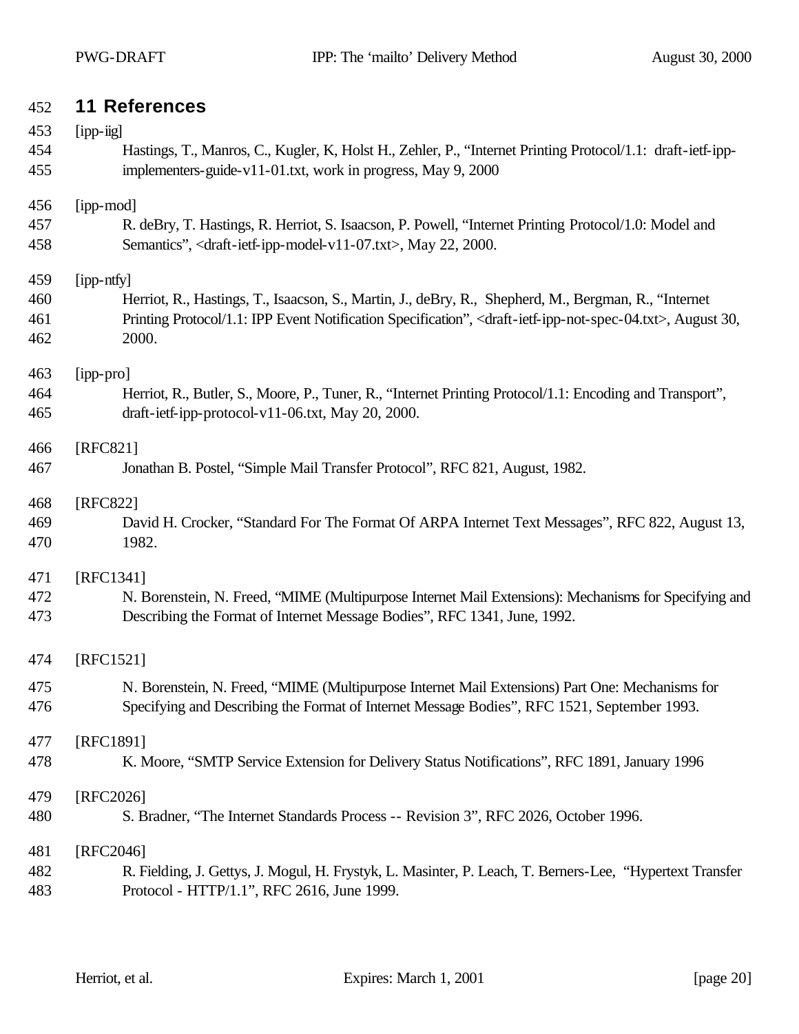# 11 References

[ipp-iig]

Hastings, T., Manros, C., Kugler, K, Holst H., Zehler, P., "Internet Printing Protocol/1.1: draft-ietf-ipp-implementers-guide-v11-01.txt, work in progress, May 9, 2000

[ipp-mod]

R. deBry, T. Hastings, R. Herriot, S. Isaacson, P. Powell, "Internet Printing Protocol/1.0: Model and Semantics", <draft-ietf-ipp-model-v11-07.txt>, May 22, 2000.

[ipp-ntfy]

Herriot, R., Hastings, T., Isaacson, S., Martin, J., deBry, R., Shepherd, M., Bergman, R., "Internet Printing Protocol/1.1: IPP Event Notification Specification", <draft-ietf-ipp-not-spec-04.txt>, August 30, 2000.

[ipp-pro]

Herriot, R., Butler, S., Moore, P., Tuner, R., "Internet Printing Protocol/1.1: Encoding and Transport", draft-ietf-ipp-protocol-v11-06.txt, May 20, 2000.

[RFC821]

Jonathan B. Postel, "Simple Mail Transfer Protocol", RFC 821, August, 1982.

[RFC822]

David H. Crocker, "Standard For The Format Of ARPA Internet Text Messages", RFC 822, August 13, 1982.

[RFC1341]

N. Borenstein, N. Freed, "MIME (Multipurpose Internet Mail Extensions): Mechanisms for Specifying and Describing the Format of Internet Message Bodies", RFC 1341, June, 1992.

[RFC1521]

N. Borenstein, N. Freed, "MIME (Multipurpose Internet Mail Extensions) Part One: Mechanisms for Specifying and Describing the Format of Internet Message Bodies", RFC 1521, September 1993.

[RFC1891]

K. Moore, "SMTP Service Extension for Delivery Status Notifications", RFC 1891, January 1996

[RFC2026]

S. Bradner, "The Internet Standards Process -- Revision 3", RFC 2026, October 1996.

[RFC2046]

R. Fielding, J. Gettys, J. Mogul, H. Frystyk, L. Masinter, P. Leach, T. Berners-Lee, "Hypertext Transfer Protocol - HTTP/1.1", RFC 2616, June 1999.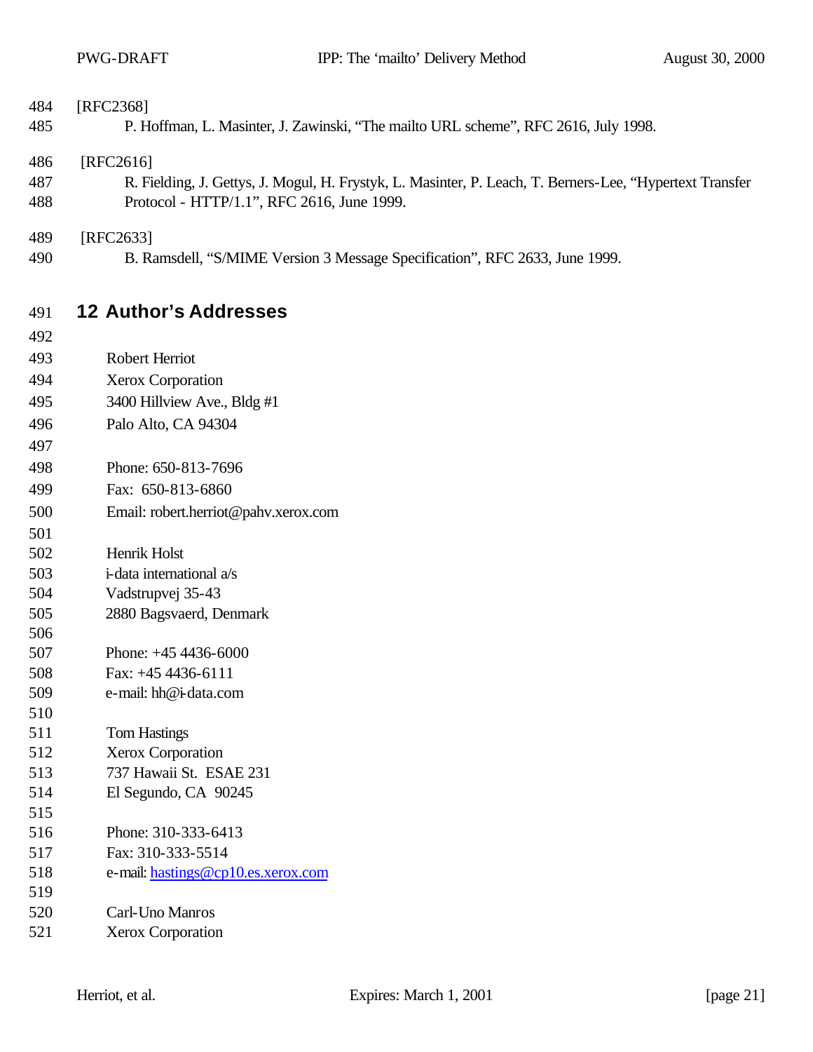[RFC2368]

P. Hoffman, L. Masinter, J. Zawinski, “The mailto URL scheme”, RFC 2616, July 1998.

[RFC2616]

R. Fielding, J. Gettys, J. Mogul, H. Frystyk, L. Masinter, P. Leach, T. Berners-Lee, “Hypertext Transfer Protocol - HTTP/1.1”, RFC 2616, June 1999.

[RFC2633]

B. Ramsdell, “S/MIME Version 3 Message Specification”, RFC 2633, June 1999.

## 12 Author’s Addresses

Robert Herriot
Xerox Corporation
3400 Hillview Ave., Bldg #1
Palo Alto, CA 94304

Phone: 650-813-7696
Fax: 650-813-6860
Email: robert.herriot@pahv.xerox.com

Henrik Holst
i-data international a/s
Vadstrupvej 35-43
2880 Bagsvaerd, Denmark

Phone: +45 4436-6000
Fax: +45 4436-6111
e-mail: hh@i-data.com

Tom Hastings
Xerox Corporation
737 Hawaii St. ESAE 231
El Segundo, CA 90245

Phone: 310-333-6413
Fax: 310-333-5514
e-mail: hastings@cp10.es.xerox.com

Carl-Uno Manros
Xerox Corporation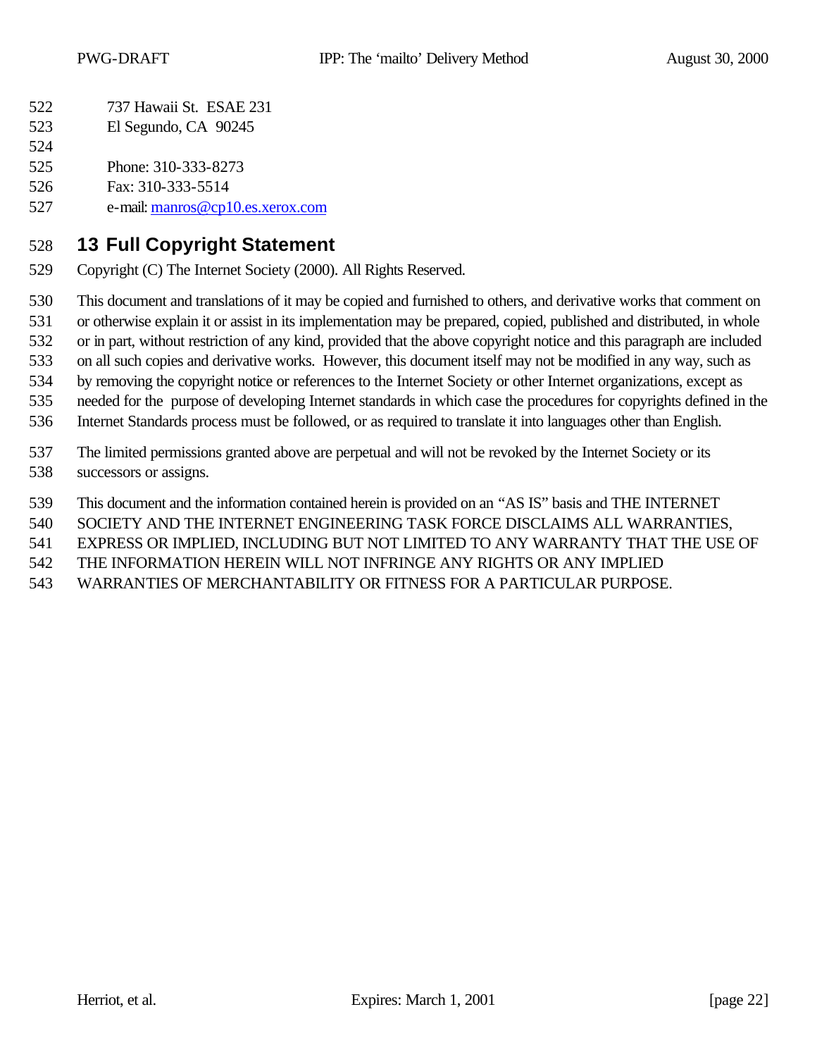737 Hawaii St.  ESAE 231
El Segundo, CA  90245

Phone: 310-333-8273
Fax: 310-333-5514
e-mail: manros@cp10.es.xerox.com

# 13 Full Copyright Statement

Copyright (C) The Internet Society (2000). All Rights Reserved.

This document and translations of it may be copied and furnished to others, and derivative works that comment on or otherwise explain it or assist in its implementation may be prepared, copied, published and distributed, in whole or in part, without restriction of any kind, provided that the above copyright notice and this paragraph are included on all such copies and derivative works.  However, this document itself may not be modified in any way, such as by removing the copyright notice or references to the Internet Society or other Internet organizations, except as needed for the  purpose of developing Internet standards in which case the procedures for copyrights defined in the Internet Standards process must be followed, or as required to translate it into languages other than English.

The limited permissions granted above are perpetual and will not be revoked by the Internet Society or its successors or assigns.

This document and the information contained herein is provided on an "AS IS" basis and THE INTERNET SOCIETY AND THE INTERNET ENGINEERING TASK FORCE DISCLAIMS ALL WARRANTIES, EXPRESS OR IMPLIED, INCLUDING BUT NOT LIMITED TO ANY WARRANTY THAT THE USE OF THE INFORMATION HEREIN WILL NOT INFRINGE ANY RIGHTS OR ANY IMPLIED WARRANTIES OF MERCHANTABILITY OR FITNESS FOR A PARTICULAR PURPOSE.